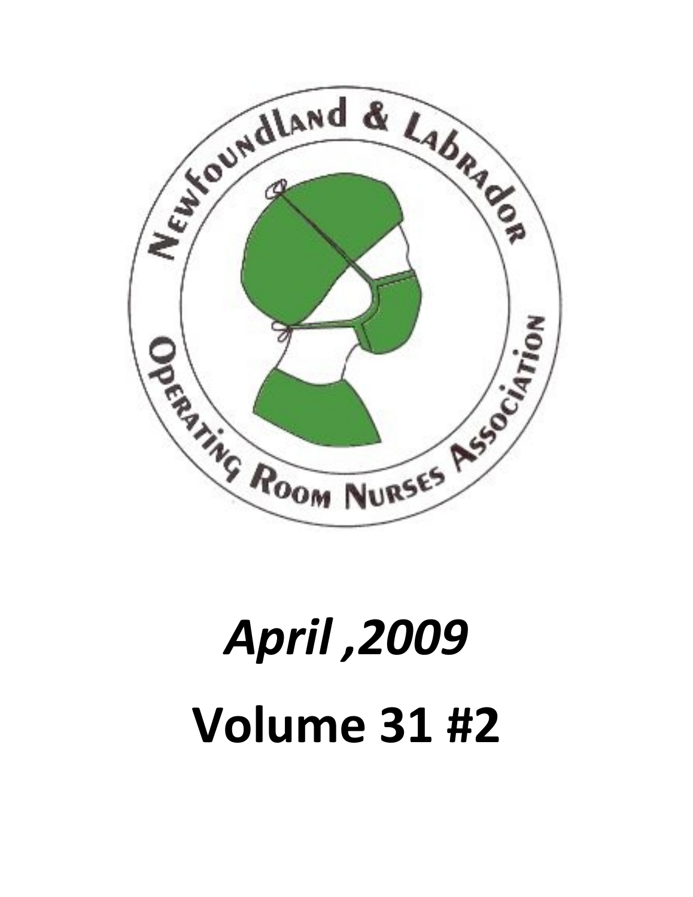Newfoundland & Labrador Operating Room Nurses Association

*April ,2009*

**Volume 31 #2**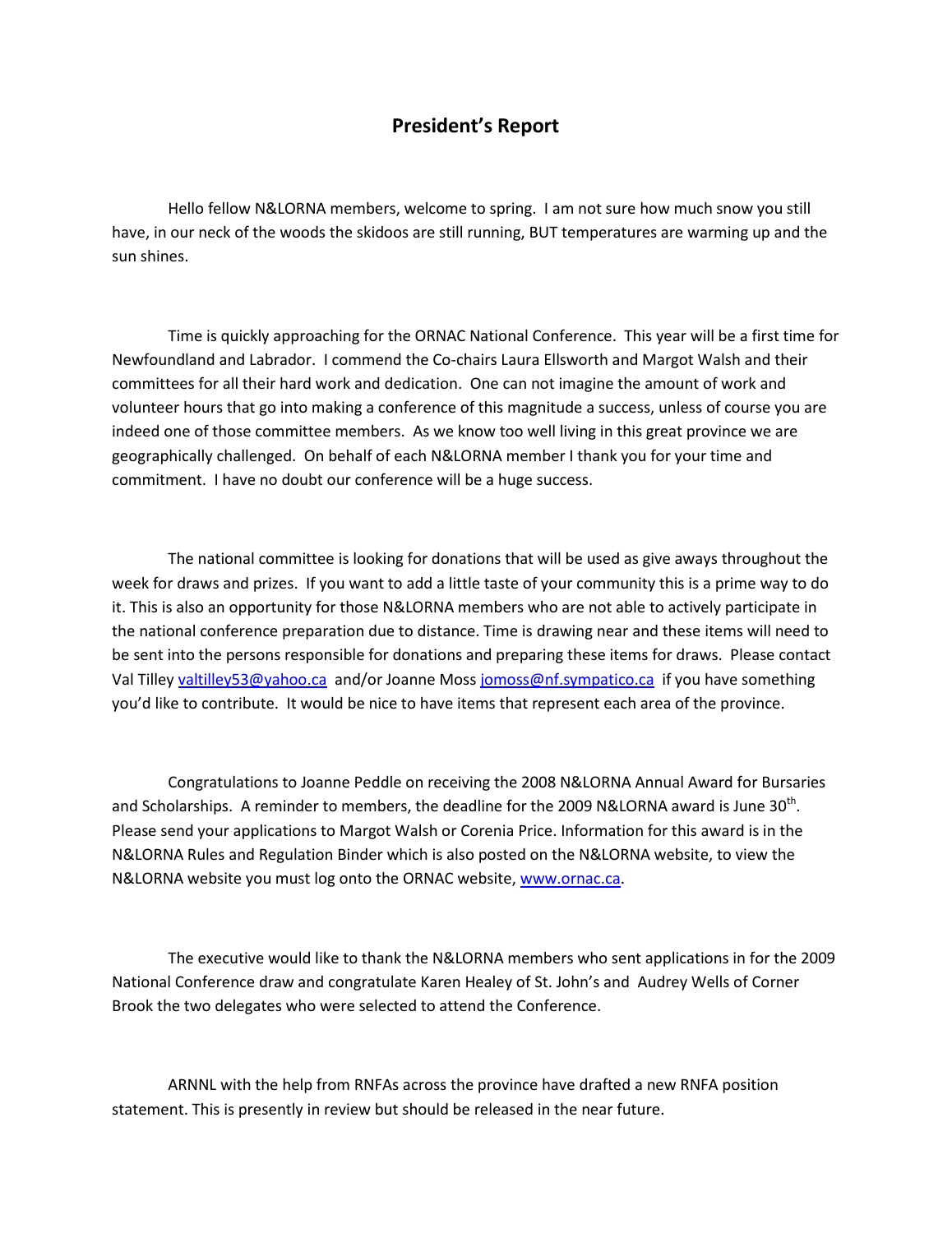# President's Report

Hello fellow N&LORNA members, welcome to spring. I am not sure how much snow you still have, in our neck of the woods the skidoos are still running, BUT temperatures are warming up and the sun shines.

Time is quickly approaching for the ORNAC National Conference. This year will be a first time for Newfoundland and Labrador. I commend the Co-chairs Laura Ellsworth and Margot Walsh and their committees for all their hard work and dedication. One can not imagine the amount of work and volunteer hours that go into making a conference of this magnitude a success, unless of course you are indeed one of those committee members. As we know too well living in this great province we are geographically challenged. On behalf of each N&LORNA member I thank you for your time and commitment. I have no doubt our conference will be a huge success.

The national committee is looking for donations that will be used as give aways throughout the week for draws and prizes. If you want to add a little taste of your community this is a prime way to do it. This is also an opportunity for those N&LORNA members who are not able to actively participate in the national conference preparation due to distance. Time is drawing near and these items will need to be sent into the persons responsible for donations and preparing these items for draws. Please contact Val Tilley valtilley53@yahoo.ca and/or Joanne Moss jomoss@nf.sympatico.ca if you have something you'd like to contribute. It would be nice to have items that represent each area of the province.

Congratulations to Joanne Peddle on receiving the 2008 N&LORNA Annual Award for Bursaries and Scholarships. A reminder to members, the deadline for the 2009 N&LORNA award is June 30th. Please send your applications to Margot Walsh or Corenia Price. Information for this award is in the N&LORNA Rules and Regulation Binder which is also posted on the N&LORNA website, to view the N&LORNA website you must log onto the ORNAC website, www.ornac.ca.

The executive would like to thank the N&LORNA members who sent applications in for the 2009 National Conference draw and congratulate Karen Healey of St. John's and Audrey Wells of Corner Brook the two delegates who were selected to attend the Conference.

ARNNL with the help from RNFAs across the province have drafted a new RNFA position statement. This is presently in review but should be released in the near future.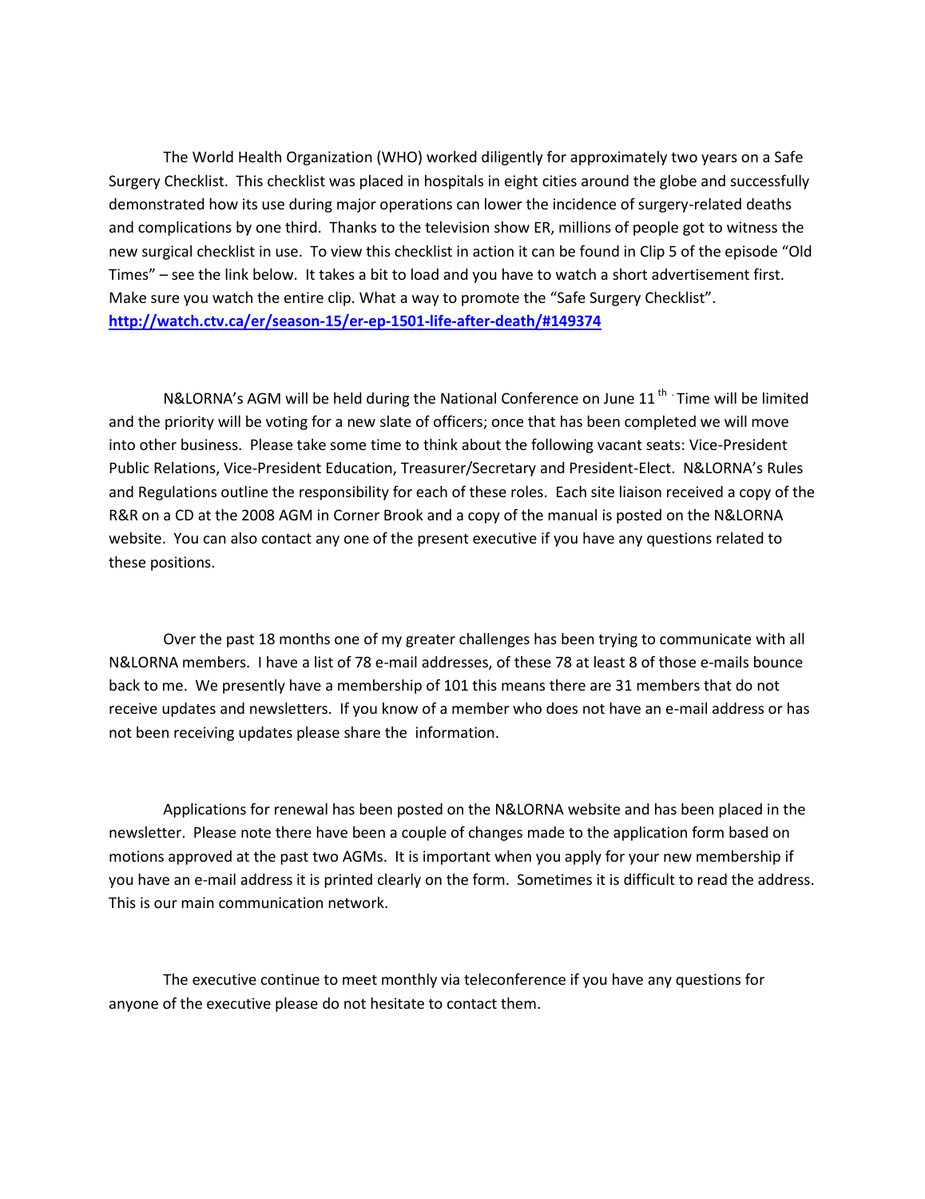The World Health Organization (WHO) worked diligently for approximately two years on a Safe Surgery Checklist. This checklist was placed in hospitals in eight cities around the globe and successfully demonstrated how its use during major operations can lower the incidence of surgery-related deaths and complications by one third. Thanks to the television show ER, millions of people got to witness the new surgical checklist in use. To view this checklist in action it can be found in Clip 5 of the episode "Old Times" – see the link below. It takes a bit to load and you have to watch a short advertisement first. Make sure you watch the entire clip. What a way to promote the "Safe Surgery Checklist".
**http://watch.ctv.ca/er/season-15/er-ep-1501-life-after-death/#149374**

N&LORNA's AGM will be held during the National Conference on June 11th. Time will be limited and the priority will be voting for a new slate of officers; once that has been completed we will move into other business. Please take some time to think about the following vacant seats: Vice-President Public Relations, Vice-President Education, Treasurer/Secretary and President-Elect. N&LORNA's Rules and Regulations outline the responsibility for each of these roles. Each site liaison received a copy of the R&R on a CD at the 2008 AGM in Corner Brook and a copy of the manual is posted on the N&LORNA website. You can also contact any one of the present executive if you have any questions related to these positions.

Over the past 18 months one of my greater challenges has been trying to communicate with all N&LORNA members. I have a list of 78 e-mail addresses, of these 78 at least 8 of those e-mails bounce back to me. We presently have a membership of 101 this means there are 31 members that do not receive updates and newsletters. If you know of a member who does not have an e-mail address or has not been receiving updates please share the information.

Applications for renewal has been posted on the N&LORNA website and has been placed in the newsletter. Please note there have been a couple of changes made to the application form based on motions approved at the past two AGMs. It is important when you apply for your new membership if you have an e-mail address it is printed clearly on the form. Sometimes it is difficult to read the address. This is our main communication network.

The executive continue to meet monthly via teleconference if you have any questions for anyone of the executive please do not hesitate to contact them.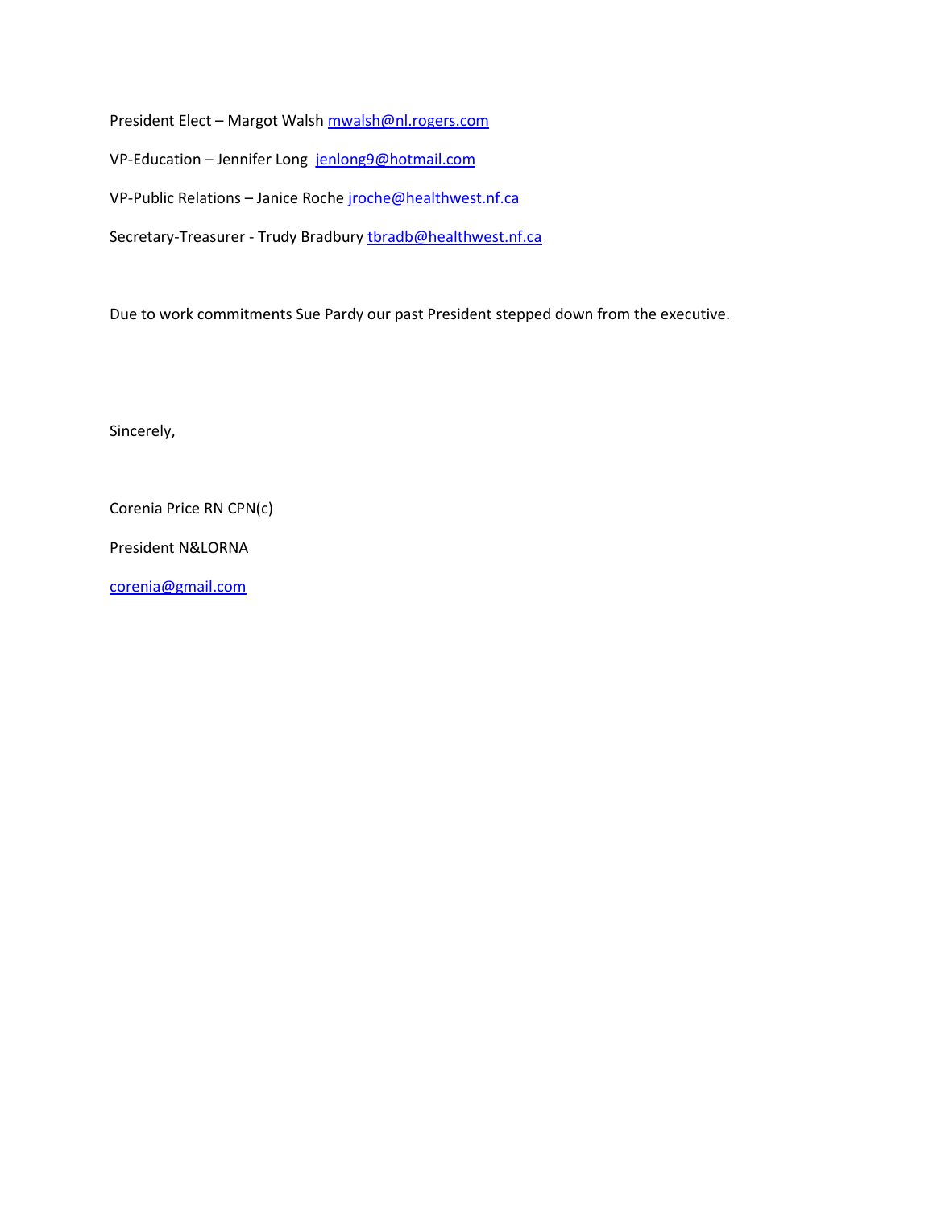President Elect – Margot Walsh mwalsh@nl.rogers.com

VP-Education – Jennifer Long jenlong9@hotmail.com

VP-Public Relations – Janice Roche jroche@healthwest.nf.ca

Secretary-Treasurer - Trudy Bradbury tbradb@healthwest.nf.ca

Due to work commitments Sue Pardy our past President stepped down from the executive.

Sincerely,

Corenia Price RN CPN(c)

President N&LORNA

corenia@gmail.com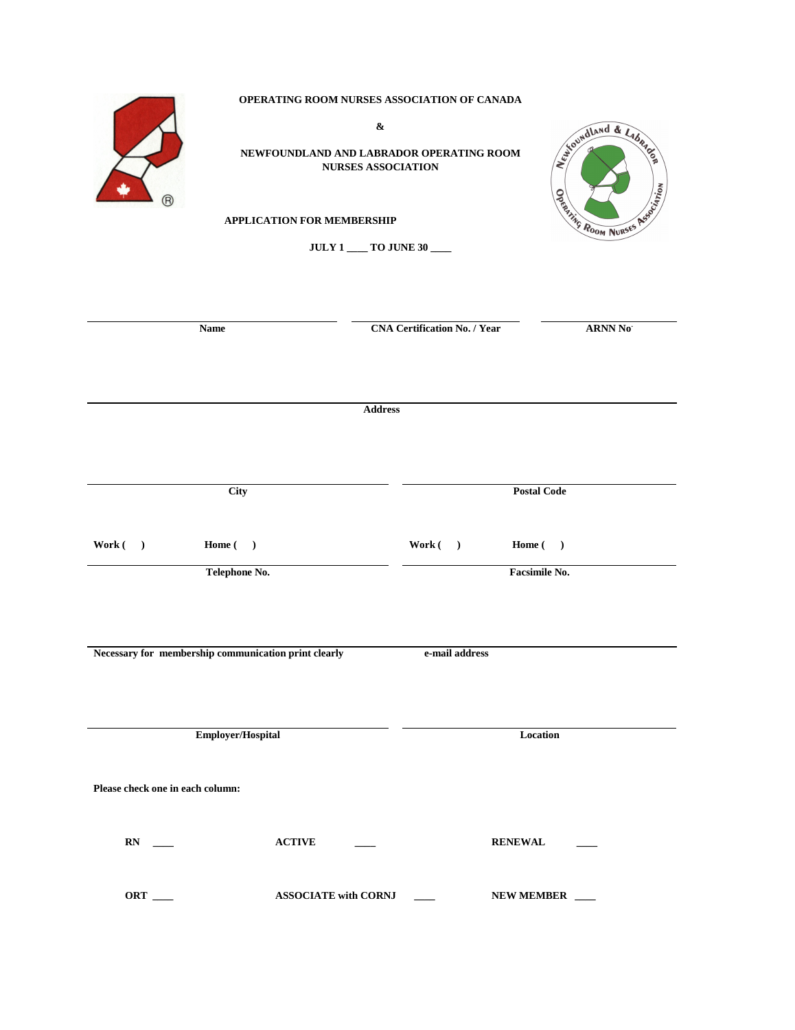**OPERATING ROOM NURSES ASSOCIATION OF CANADA**

**&**

**NEWFOUNDLAND AND LABRADOR OPERATING ROOM NURSES ASSOCIATION**

**APPLICATION FOR MEMBERSHIP**

**JULY 1 ____ TO JUNE 30 ____**

| **Name** | **CNA Certification No. / Year** | **ARNN No** |
|---|---|---|

**Address**

| **City** | **Postal Code** |
|---|---|

| Work ( ) Home ( ) | Work ( ) Home ( ) |
|---|---|
| **Telephone No.** | **Facsimile No.** |

**Necessary for membership communication print clearly** **e-mail address**

| **Employer/Hospital** | **Location** |
|---|---|

**Please check one in each column:**

| | | |
|---|---|---|
| **RN** ____ | **ACTIVE** ____ | **RENEWAL** ____ |
| **ORT** ____ | **ASSOCIATE with CORNJ** ____ | **NEW MEMBER** ____ |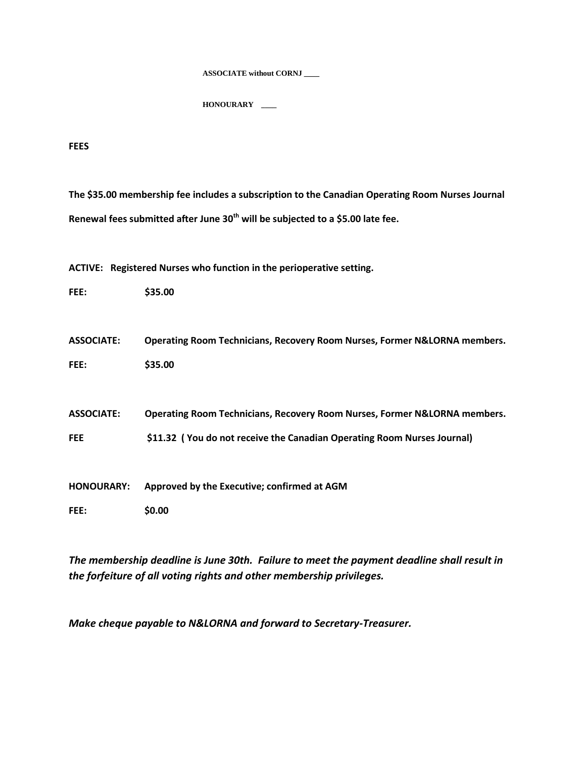**ASSOCIATE without CORNJ ____**

**HONOURARY ____**

**FEES**

**The $35.00 membership fee includes a subscription to the Canadian Operating Room Nurses Journal**

**Renewal fees submitted after June 30th will be subjected to a $5.00 late fee.**

**ACTIVE: Registered Nurses who function in the perioperative setting.**

**FEE: $35.00**

**ASSOCIATE: Operating Room Technicians, Recovery Room Nurses, Former N&LORNA members.**

**FEE: $35.00**

**ASSOCIATE: Operating Room Technicians, Recovery Room Nurses, Former N&LORNA members.**

**FEE $11.32 ( You do not receive the Canadian Operating Room Nurses Journal)**

**HONOURARY: Approved by the Executive; confirmed at AGM**

**FEE: $0.00**

***The membership deadline is June 30th. Failure to meet the payment deadline shall result in the forfeiture of all voting rights and other membership privileges.***

***Make cheque payable to N&LORNA and forward to Secretary-Treasurer.***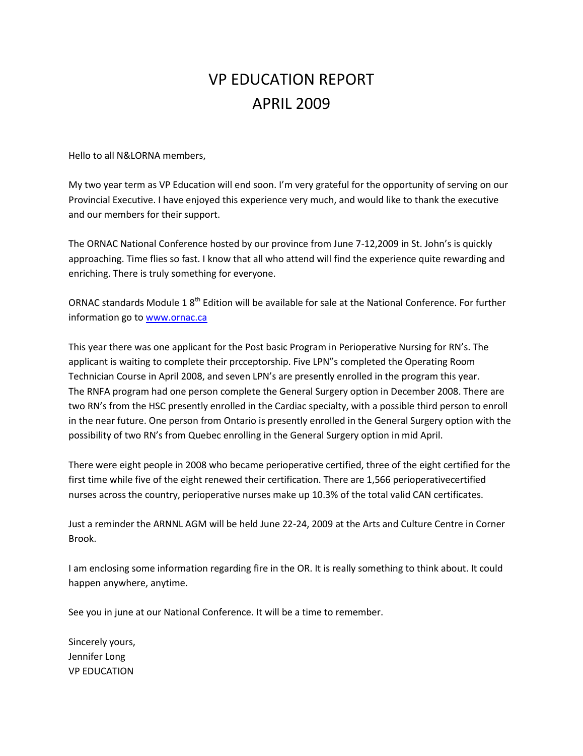# VP EDUCATION REPORT
# APRIL 2009

Hello to all N&LORNA members,

My two year term as VP Education will end soon. I'm very grateful for the opportunity of serving on our Provincial Executive. I have enjoyed this experience very much, and would like to thank the executive and our members for their support.

The ORNAC National Conference hosted by our province from June 7-12,2009 in St. John's is quickly approaching. Time flies so fast. I know that all who attend will find the experience quite rewarding and enriching. There is truly something for everyone.

ORNAC standards Module 1 8th Edition will be available for sale at the National Conference. For further information go to [www.ornac.ca](http://www.ornac.ca)

This year there was one applicant for the Post basic Program in Perioperative Nursing for RN's. The applicant is waiting to complete their prcceptorship. Five LPN"s completed the Operating Room Technician Course in April 2008, and seven LPN's are presently enrolled in the program this year. The RNFA program had one person complete the General Surgery option in December 2008. There are two RN's from the HSC presently enrolled in the Cardiac specialty, with a possible third person to enroll in the near future. One person from Ontario is presently enrolled in the General Surgery option with the possibility of two RN's from Quebec enrolling in the General Surgery option in mid April.

There were eight people in 2008 who became perioperative certified, three of the eight certified for the first time while five of the eight renewed their certification. There are 1,566 perioperativecertified nurses across the country, perioperative nurses make up 10.3% of the total valid CAN certificates.

Just a reminder the ARNNL AGM will be held June 22-24, 2009 at the Arts and Culture Centre in Corner Brook.

I am enclosing some information regarding fire in the OR. It is really something to think about. It could happen anywhere, anytime.

See you in june at our National Conference. It will be a time to remember.

Sincerely yours,
Jennifer Long
VP EDUCATION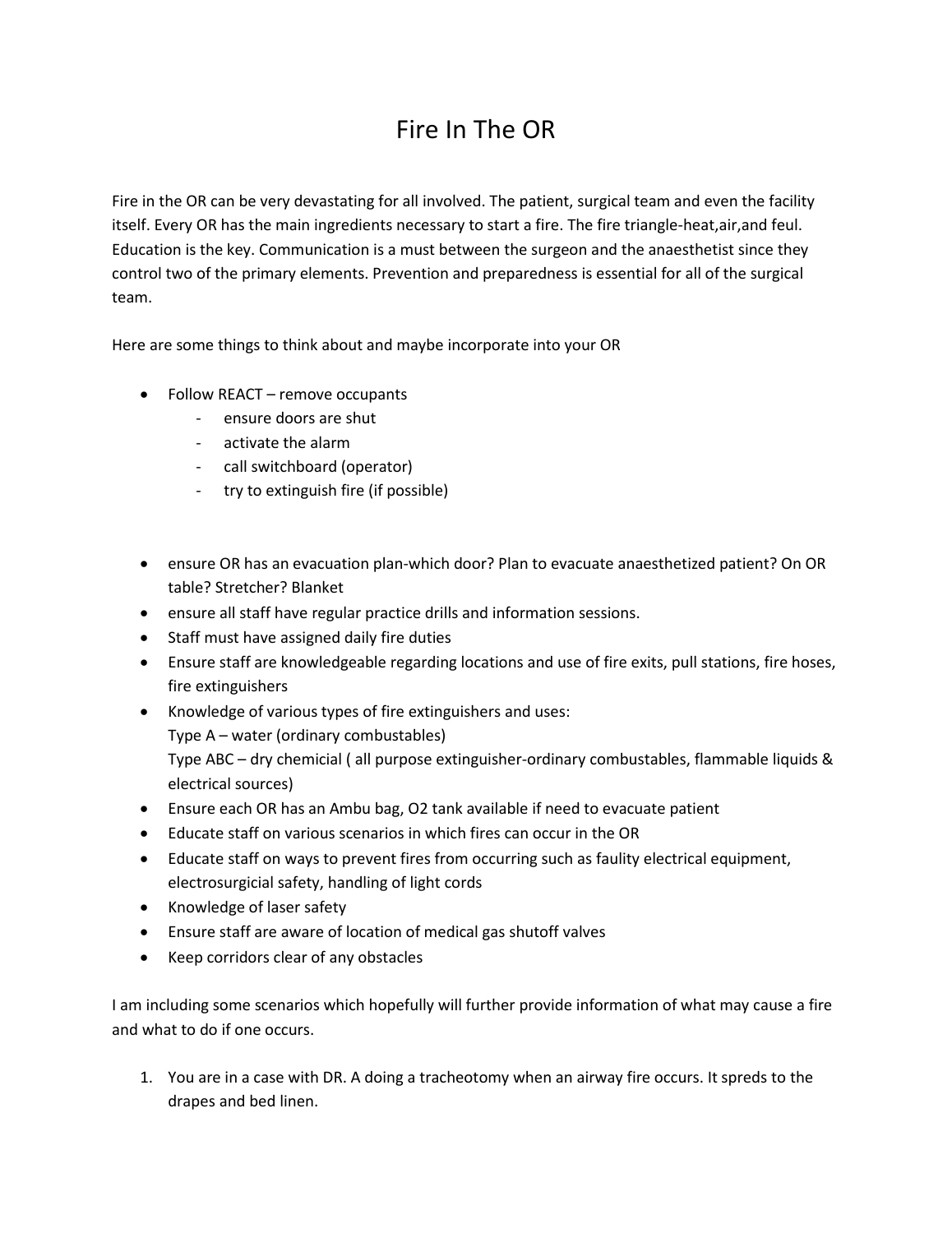# Fire In The OR

Fire in the OR can be very devastating for all involved. The patient, surgical team and even the facility itself. Every OR has the main ingredients necessary to start a fire. The fire triangle-heat,air,and feul. Education is the key. Communication is a must between the surgeon and the anaesthetist since they control two of the primary elements. Prevention and preparedness is essential for all of the surgical team.

Here are some things to think about and maybe incorporate into your OR

- Follow REACT – remove occupants
    - ensure doors are shut
    - activate the alarm
    - call switchboard (operator)
    - try to extinguish fire (if possible)

- ensure OR has an evacuation plan-which door? Plan to evacuate anaesthetized patient? On OR table? Stretcher? Blanket
- ensure all staff have regular practice drills and information sessions.
- Staff must have assigned daily fire duties
- Ensure staff are knowledgeable regarding locations and use of fire exits, pull stations, fire hoses, fire extinguishers
- Knowledge of various types of fire extinguishers and uses:
  Type A – water (ordinary combustables)
  Type ABC – dry chemicial ( all purpose extinguisher-ordinary combustables, flammable liquids & electrical sources)
- Ensure each OR has an Ambu bag, O2 tank available if need to evacuate patient
- Educate staff on various scenarios in which fires can occur in the OR
- Educate staff on ways to prevent fires from occurring such as faulity electrical equipment, electrosurgicial safety, handling of light cords
- Knowledge of laser safety
- Ensure staff are aware of location of medical gas shutoff valves
- Keep corridors clear of any obstacles

I am including some scenarios which hopefully will further provide information of what may cause a fire and what to do if one occurs.

1. You are in a case with DR. A doing a tracheotomy when an airway fire occurs. It spreds to the drapes and bed linen.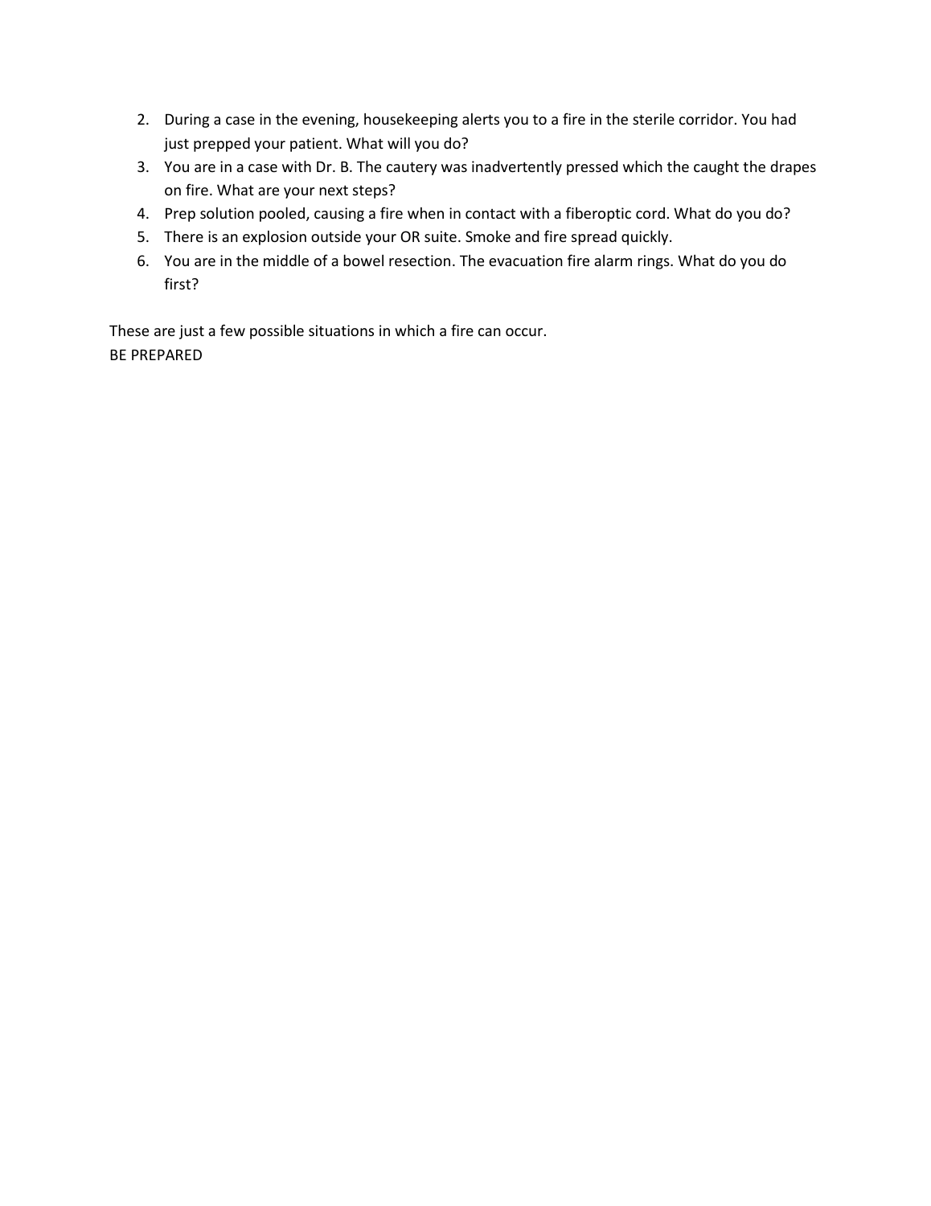2. During a case in the evening, housekeeping alerts you to a fire in the sterile corridor. You had just prepped your patient. What will you do?
3. You are in a case with Dr. B. The cautery was inadvertently pressed which the caught the drapes on fire. What are your next steps?
4. Prep solution pooled, causing a fire when in contact with a fiberoptic cord. What do you do?
5. There is an explosion outside your OR suite. Smoke and fire spread quickly.
6. You are in the middle of a bowel resection. The evacuation fire alarm rings. What do you do first?

These are just a few possible situations in which a fire can occur.
BE PREPARED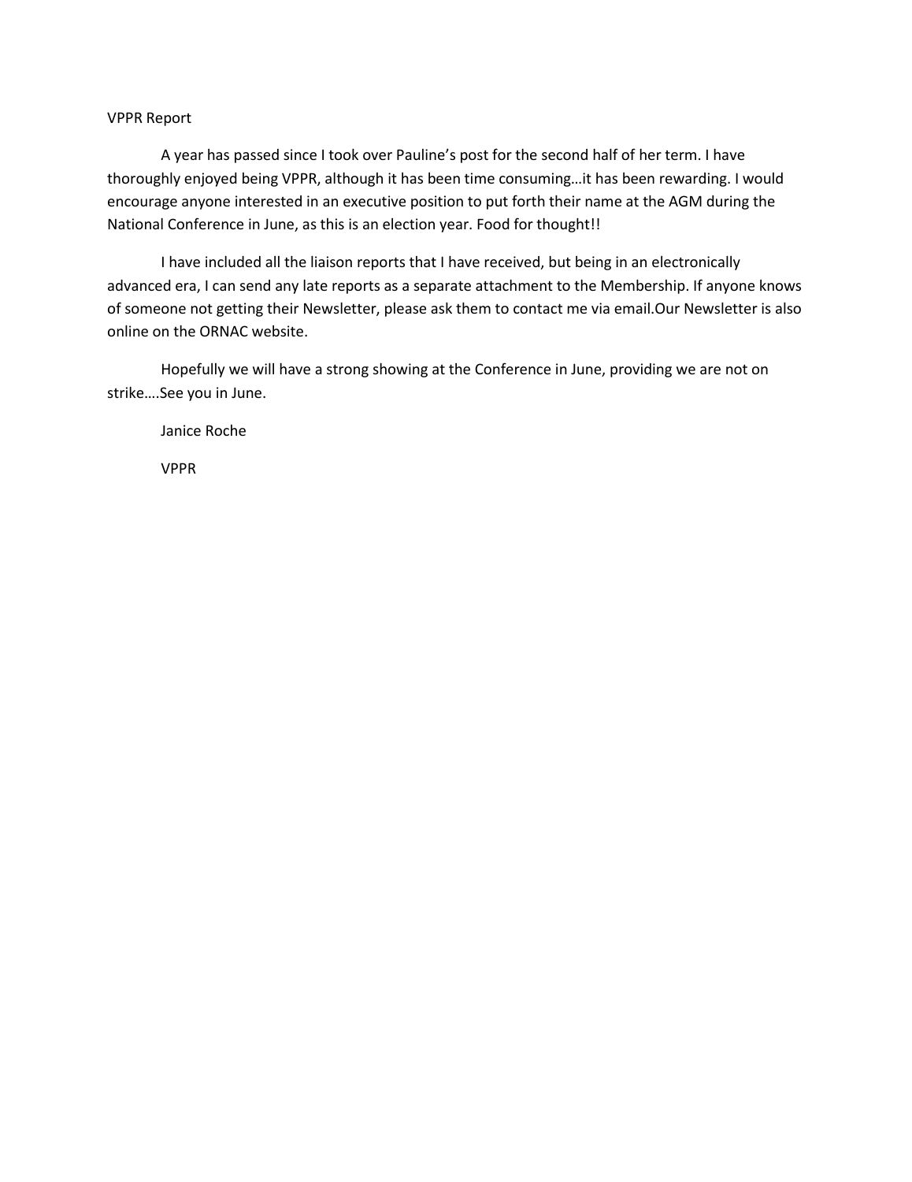VPPR Report

A year has passed since I took over Pauline's post for the second half of her term. I have thoroughly enjoyed being VPPR, although it has been time consuming…it has been rewarding. I would encourage anyone interested in an executive position to put forth their name at the AGM during the National Conference in June, as this is an election year. Food for thought!!

I have included all the liaison reports that I have received, but being in an electronically advanced era, I can send any late reports as a separate attachment to the Membership. If anyone knows of someone not getting their Newsletter, please ask them to contact me via email.Our Newsletter is also online on the ORNAC website.

Hopefully we will have a strong showing at the Conference in June, providing we are not on strike….See you in June.

Janice Roche

VPPR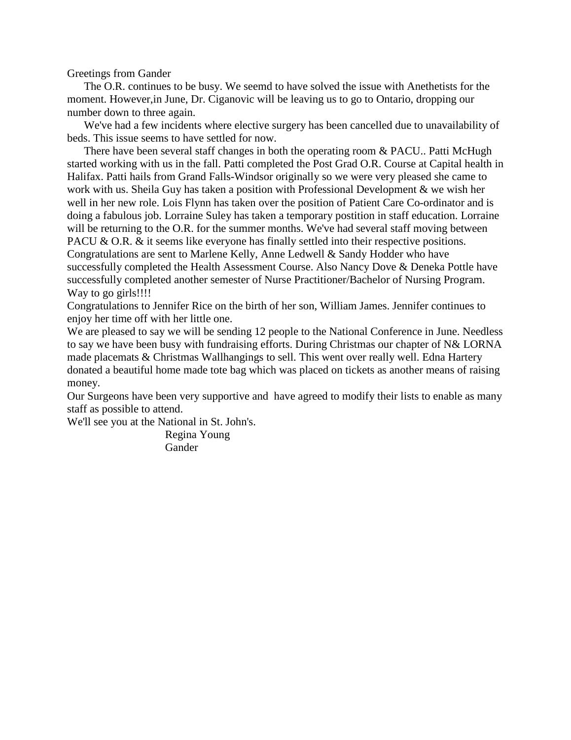Greetings from Gander

The O.R. continues to be busy. We seemd to have solved the issue with Anethetists for the moment. However,in June, Dr. Ciganovic will be leaving us to go to Ontario, dropping our number down to three again.

We've had a few incidents where elective surgery has been cancelled due to unavailability of beds. This issue seems to have settled for now.

There have been several staff changes in both the operating room & PACU.. Patti McHugh started working with us in the fall. Patti completed the Post Grad O.R. Course at Capital health in Halifax. Patti hails from Grand Falls-Windsor originally so we were very pleased she came to work with us. Sheila Guy has taken a position with Professional Development & we wish her well in her new role. Lois Flynn has taken over the position of Patient Care Co-ordinator and is doing a fabulous job. Lorraine Suley has taken a temporary postition in staff education. Lorraine will be returning to the O.R. for the summer months. We've had several staff moving between PACU & O.R. & it seems like everyone has finally settled into their respective positions. Congratulations are sent to Marlene Kelly, Anne Ledwell & Sandy Hodder who have successfully completed the Health Assessment Course. Also Nancy Dove & Deneka Pottle have successfully completed another semester of Nurse Practitioner/Bachelor of Nursing Program. Way to go girls!!!!

Congratulations to Jennifer Rice on the birth of her son, William James. Jennifer continues to enjoy her time off with her little one.

We are pleased to say we will be sending 12 people to the National Conference in June. Needless to say we have been busy with fundraising efforts. During Christmas our chapter of N& LORNA made placemats & Christmas Wallhangings to sell. This went over really well. Edna Hartery donated a beautiful home made tote bag which was placed on tickets as another means of raising money.

Our Surgeons have been very supportive and have agreed to modify their lists to enable as many staff as possible to attend.

We'll see you at the National in St. John's.

Regina Young
Gander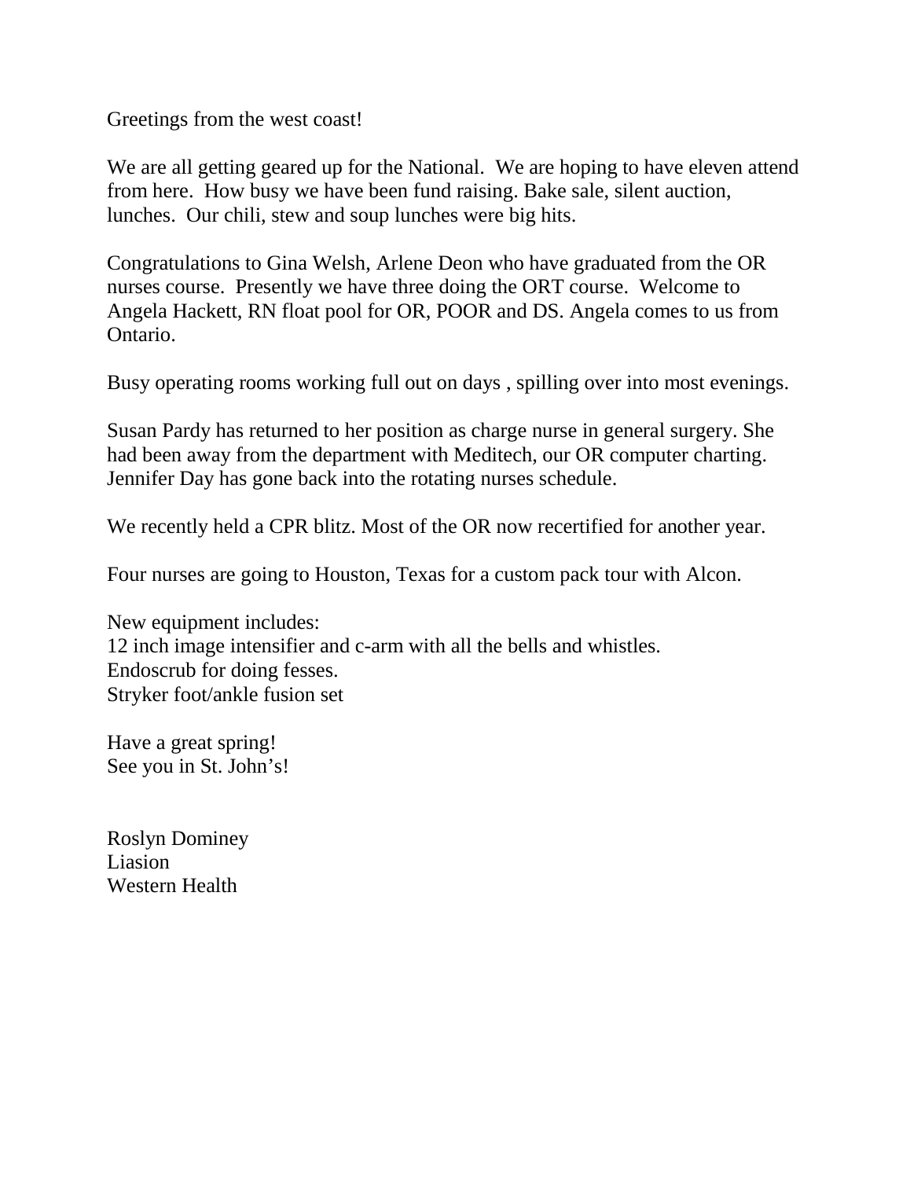Greetings from the west coast!

We are all getting geared up for the National. We are hoping to have eleven attend from here. How busy we have been fund raising. Bake sale, silent auction, lunches. Our chili, stew and soup lunches were big hits.

Congratulations to Gina Welsh, Arlene Deon who have graduated from the OR nurses course. Presently we have three doing the ORT course. Welcome to Angela Hackett, RN float pool for OR, POOR and DS. Angela comes to us from Ontario.

Busy operating rooms working full out on days , spilling over into most evenings.

Susan Pardy has returned to her position as charge nurse in general surgery. She had been away from the department with Meditech, our OR computer charting. Jennifer Day has gone back into the rotating nurses schedule.

We recently held a CPR blitz. Most of the OR now recertified for another year.

Four nurses are going to Houston, Texas for a custom pack tour with Alcon.

New equipment includes:
12 inch image intensifier and c-arm with all the bells and whistles.
Endoscrub for doing fesses.
Stryker foot/ankle fusion set

Have a great spring!
See you in St. John's!

Roslyn Dominey
Liasion
Western Health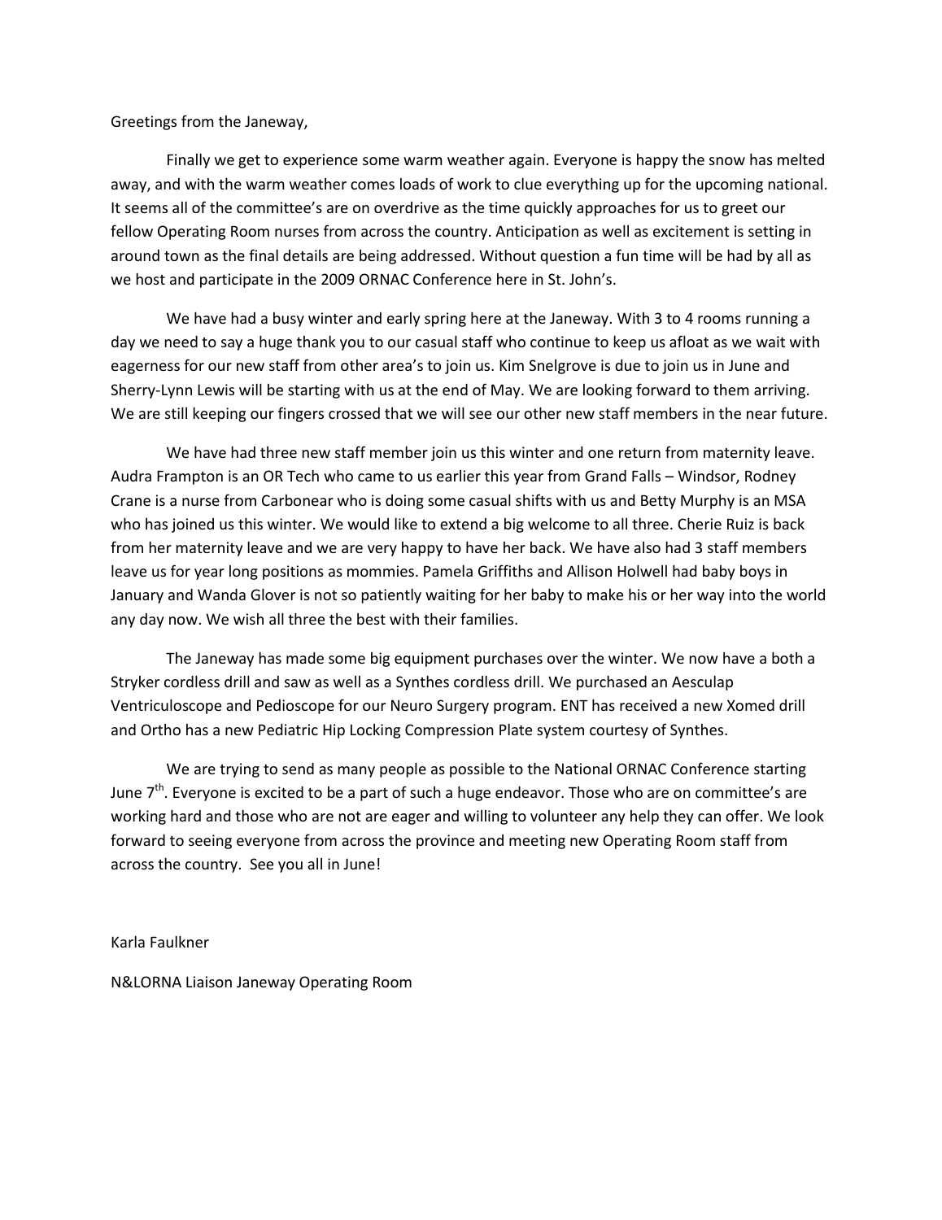Greetings from the Janeway,

Finally we get to experience some warm weather again. Everyone is happy the snow has melted away, and with the warm weather comes loads of work to clue everything up for the upcoming national. It seems all of the committee's are on overdrive as the time quickly approaches for us to greet our fellow Operating Room nurses from across the country. Anticipation as well as excitement is setting in around town as the final details are being addressed. Without question a fun time will be had by all as we host and participate in the 2009 ORNAC Conference here in St. John's.

We have had a busy winter and early spring here at the Janeway. With 3 to 4 rooms running a day we need to say a huge thank you to our casual staff who continue to keep us afloat as we wait with eagerness for our new staff from other area's to join us. Kim Snelgrove is due to join us in June and Sherry-Lynn Lewis will be starting with us at the end of May. We are looking forward to them arriving. We are still keeping our fingers crossed that we will see our other new staff members in the near future.

We have had three new staff member join us this winter and one return from maternity leave. Audra Frampton is an OR Tech who came to us earlier this year from Grand Falls – Windsor, Rodney Crane is a nurse from Carbonear who is doing some casual shifts with us and Betty Murphy is an MSA who has joined us this winter. We would like to extend a big welcome to all three. Cherie Ruiz is back from her maternity leave and we are very happy to have her back. We have also had 3 staff members leave us for year long positions as mommies. Pamela Griffiths and Allison Holwell had baby boys in January and Wanda Glover is not so patiently waiting for her baby to make his or her way into the world any day now. We wish all three the best with their families.

The Janeway has made some big equipment purchases over the winter. We now have a both a Stryker cordless drill and saw as well as a Synthes cordless drill. We purchased an Aesculap Ventriculoscope and Pedioscope for our Neuro Surgery program. ENT has received a new Xomed drill and Ortho has a new Pediatric Hip Locking Compression Plate system courtesy of Synthes.

We are trying to send as many people as possible to the National ORNAC Conference starting June 7th. Everyone is excited to be a part of such a huge endeavor. Those who are on committee's are working hard and those who are not are eager and willing to volunteer any help they can offer. We look forward to seeing everyone from across the province and meeting new Operating Room staff from across the country. See you all in June!

Karla Faulkner

N&LORNA Liaison Janeway Operating Room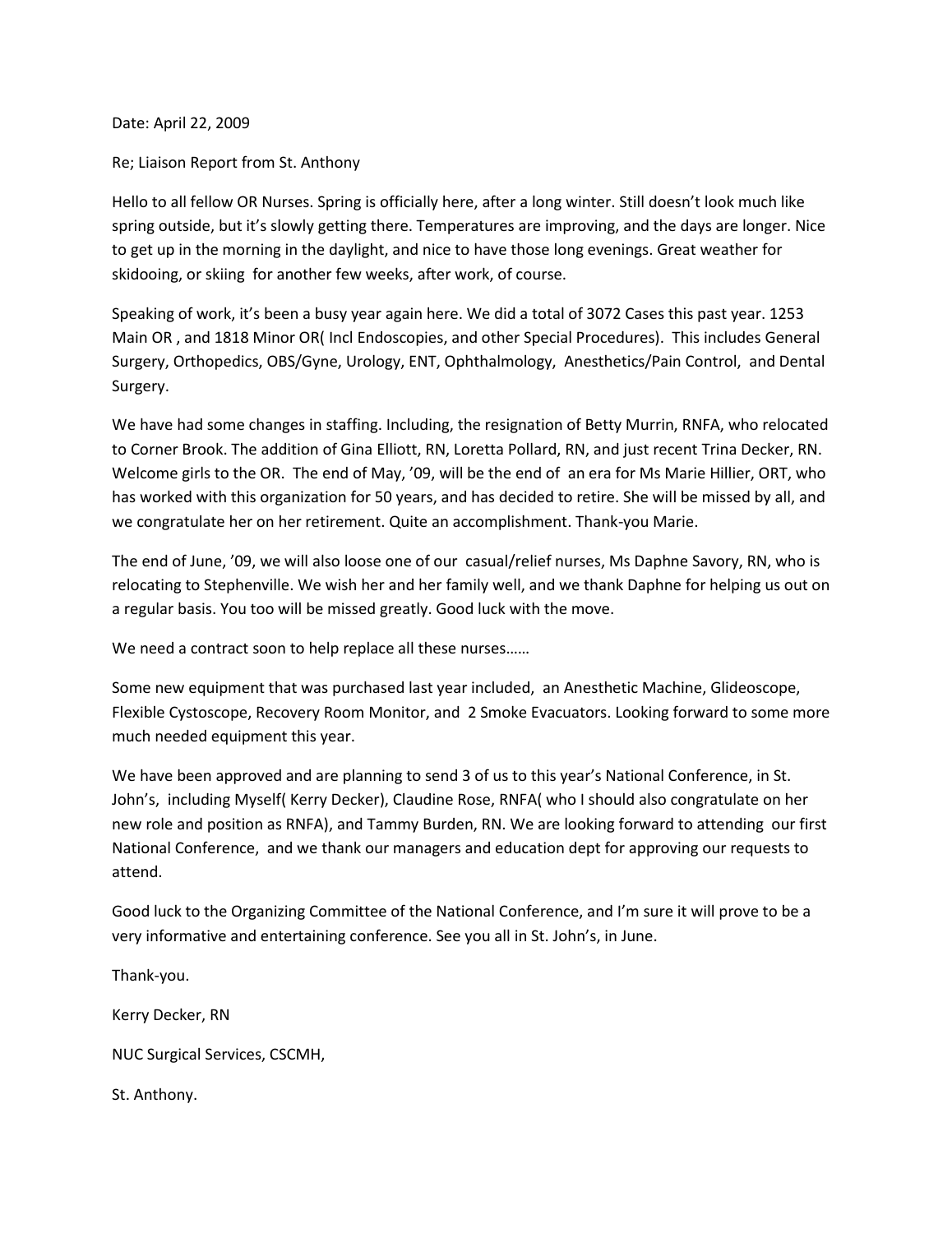Date: April 22, 2009

Re; Liaison Report from St. Anthony

Hello to all fellow OR Nurses. Spring is officially here, after a long winter. Still doesn't look much like spring outside, but it's slowly getting there. Temperatures are improving, and the days are longer. Nice to get up in the morning in the daylight, and nice to have those long evenings. Great weather for skidooing, or skiing for another few weeks, after work, of course.

Speaking of work, it's been a busy year again here. We did a total of 3072 Cases this past year. 1253 Main OR , and 1818 Minor OR( Incl Endoscopies, and other Special Procedures). This includes General Surgery, Orthopedics, OBS/Gyne, Urology, ENT, Ophthalmology, Anesthetics/Pain Control, and Dental Surgery.

We have had some changes in staffing. Including, the resignation of Betty Murrin, RNFA, who relocated to Corner Brook. The addition of Gina Elliott, RN, Loretta Pollard, RN, and just recent Trina Decker, RN. Welcome girls to the OR. The end of May, '09, will be the end of an era for Ms Marie Hillier, ORT, who has worked with this organization for 50 years, and has decided to retire. She will be missed by all, and we congratulate her on her retirement. Quite an accomplishment. Thank-you Marie.

The end of June, '09, we will also loose one of our casual/relief nurses, Ms Daphne Savory, RN, who is relocating to Stephenville. We wish her and her family well, and we thank Daphne for helping us out on a regular basis. You too will be missed greatly. Good luck with the move.

We need a contract soon to help replace all these nurses……

Some new equipment that was purchased last year included, an Anesthetic Machine, Glideoscope, Flexible Cystoscope, Recovery Room Monitor, and 2 Smoke Evacuators. Looking forward to some more much needed equipment this year.

We have been approved and are planning to send 3 of us to this year's National Conference, in St. John's, including Myself( Kerry Decker), Claudine Rose, RNFA( who I should also congratulate on her new role and position as RNFA), and Tammy Burden, RN. We are looking forward to attending our first National Conference, and we thank our managers and education dept for approving our requests to attend.

Good luck to the Organizing Committee of the National Conference, and I'm sure it will prove to be a very informative and entertaining conference. See you all in St. John's, in June.

Thank-you.

Kerry Decker, RN

NUC Surgical Services, CSCMH,

St. Anthony.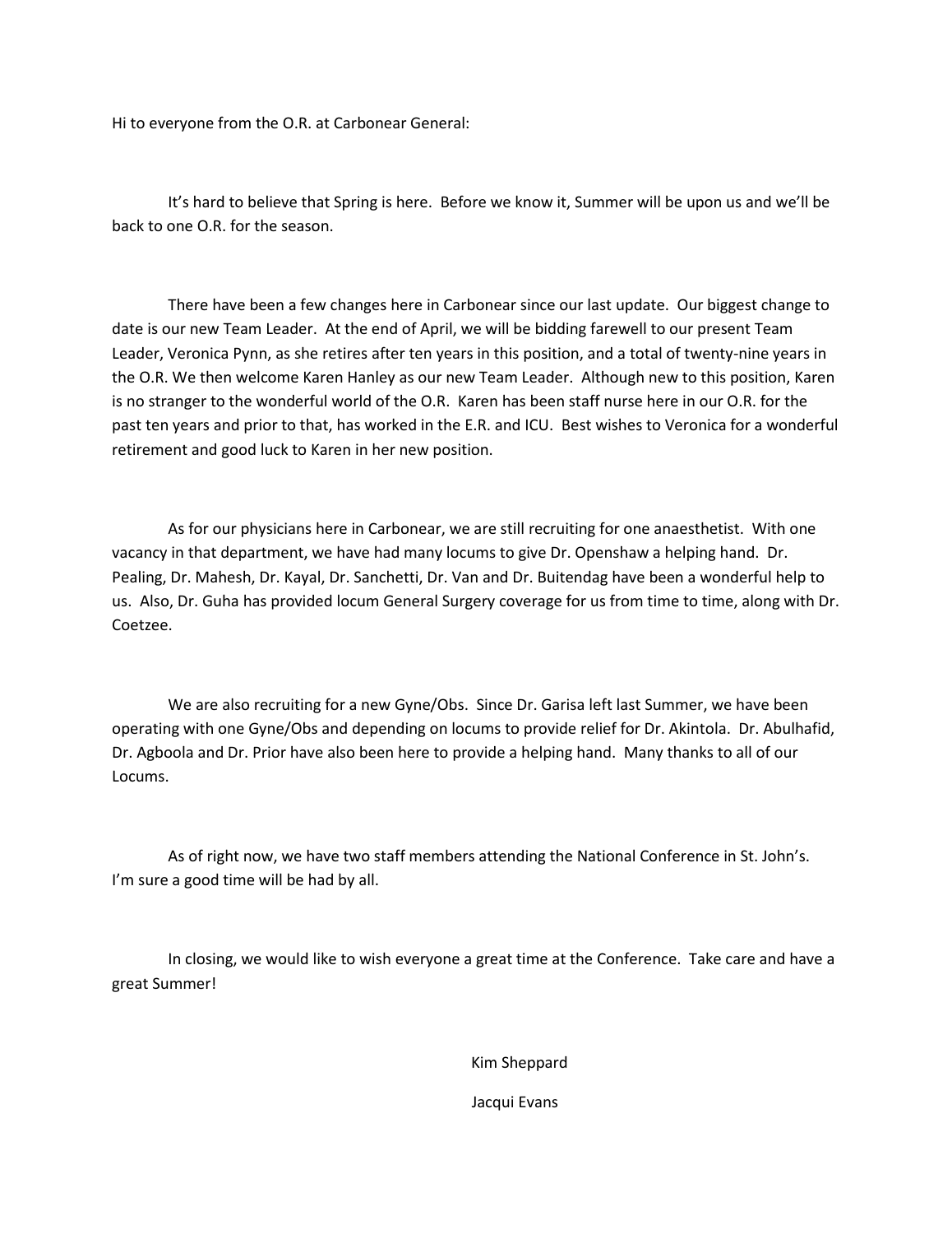Hi to everyone from the O.R. at Carbonear General:

It's hard to believe that Spring is here. Before we know it, Summer will be upon us and we'll be back to one O.R. for the season.

There have been a few changes here in Carbonear since our last update. Our biggest change to date is our new Team Leader. At the end of April, we will be bidding farewell to our present Team Leader, Veronica Pynn, as she retires after ten years in this position, and a total of twenty-nine years in the O.R. We then welcome Karen Hanley as our new Team Leader. Although new to this position, Karen is no stranger to the wonderful world of the O.R. Karen has been staff nurse here in our O.R. for the past ten years and prior to that, has worked in the E.R. and ICU. Best wishes to Veronica for a wonderful retirement and good luck to Karen in her new position.

As for our physicians here in Carbonear, we are still recruiting for one anaesthetist. With one vacancy in that department, we have had many locums to give Dr. Openshaw a helping hand. Dr. Pealing, Dr. Mahesh, Dr. Kayal, Dr. Sanchetti, Dr. Van and Dr. Buitendag have been a wonderful help to us. Also, Dr. Guha has provided locum General Surgery coverage for us from time to time, along with Dr. Coetzee.

We are also recruiting for a new Gyne/Obs. Since Dr. Garisa left last Summer, we have been operating with one Gyne/Obs and depending on locums to provide relief for Dr. Akintola. Dr. Abulhafid, Dr. Agboola and Dr. Prior have also been here to provide a helping hand. Many thanks to all of our Locums.

As of right now, we have two staff members attending the National Conference in St. John's. I'm sure a good time will be had by all.

In closing, we would like to wish everyone a great time at the Conference. Take care and have a great Summer!

Kim Sheppard

Jacqui Evans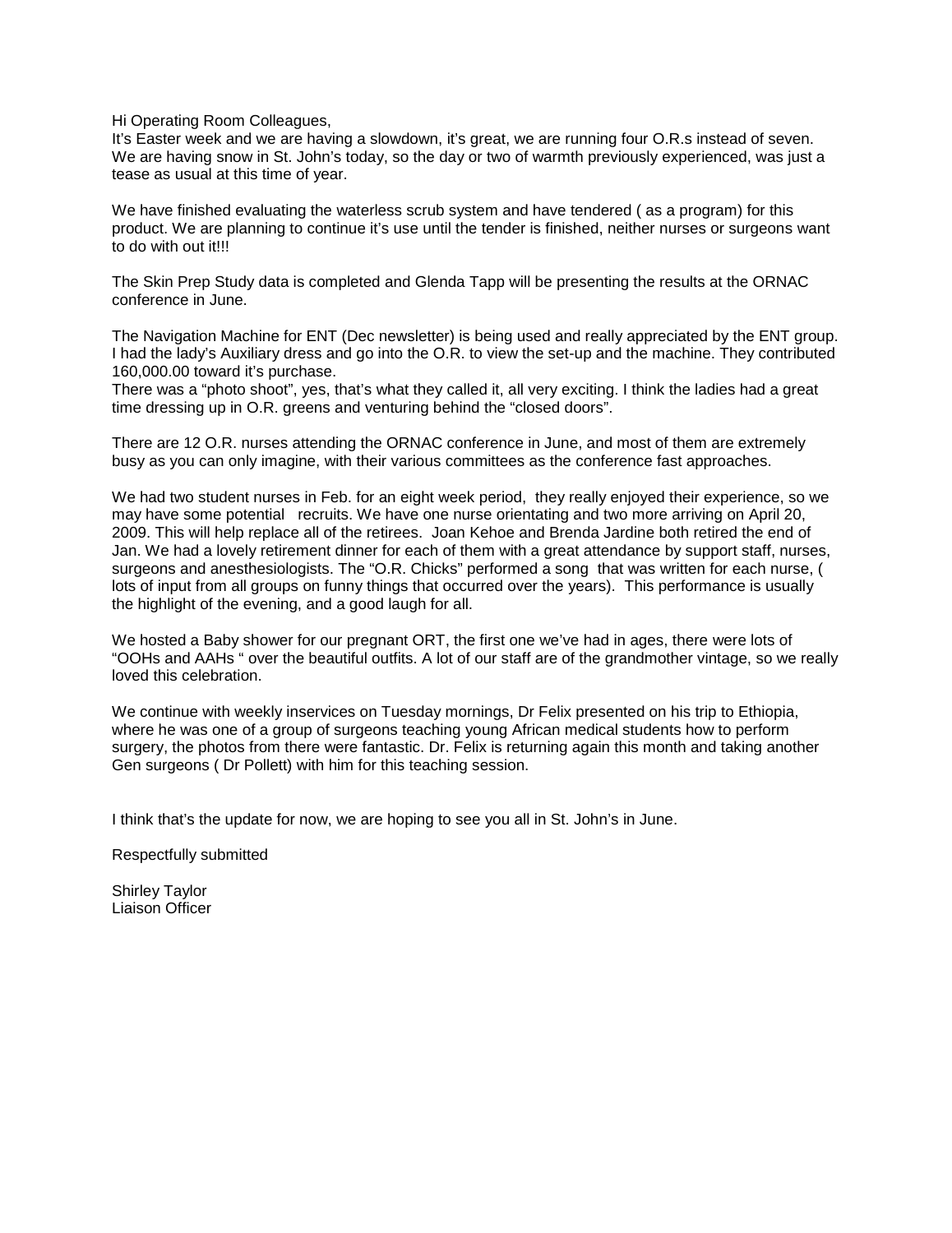Hi Operating Room Colleagues,
It's Easter week and we are having a slowdown, it's great, we are running four O.R.s instead of seven. We are having snow in St. John's today, so the day or two of warmth previously experienced, was just a tease as usual at this time of year.

We have finished evaluating the waterless scrub system and have tendered ( as a program) for this product. We are planning to continue it's use until the tender is finished, neither nurses or surgeons want to do with out it!!!

The Skin Prep Study data is completed and Glenda Tapp will be presenting the results at the ORNAC conference in June.

The Navigation Machine for ENT (Dec newsletter) is being used and really appreciated by the ENT group. I had the lady's Auxiliary dress and go into the O.R. to view the set-up and the machine. They contributed 160,000.00 toward it's purchase.
There was a "photo shoot", yes, that's what they called it, all very exciting. I think the ladies had a great time dressing up in O.R. greens and venturing behind the "closed doors".

There are 12 O.R. nurses attending the ORNAC conference in June, and most of them are extremely busy as you can only imagine, with their various committees as the conference fast approaches.

We had two student nurses in Feb. for an eight week period, they really enjoyed their experience, so we may have some potential recruits. We have one nurse orientating and two more arriving on April 20, 2009. This will help replace all of the retirees. Joan Kehoe and Brenda Jardine both retired the end of Jan. We had a lovely retirement dinner for each of them with a great attendance by support staff, nurses, surgeons and anesthesiologists. The "O.R. Chicks" performed a song that was written for each nurse, ( lots of input from all groups on funny things that occurred over the years). This performance is usually the highlight of the evening, and a good laugh for all.

We hosted a Baby shower for our pregnant ORT, the first one we've had in ages, there were lots of "OOHs and AAHs " over the beautiful outfits. A lot of our staff are of the grandmother vintage, so we really loved this celebration.

We continue with weekly inservices on Tuesday mornings, Dr Felix presented on his trip to Ethiopia, where he was one of a group of surgeons teaching young African medical students how to perform surgery, the photos from there were fantastic. Dr. Felix is returning again this month and taking another Gen surgeons ( Dr Pollett) with him for this teaching session.

I think that's the update for now, we are hoping to see you all in St. John's in June.

Respectfully submitted

Shirley Taylor
Liaison Officer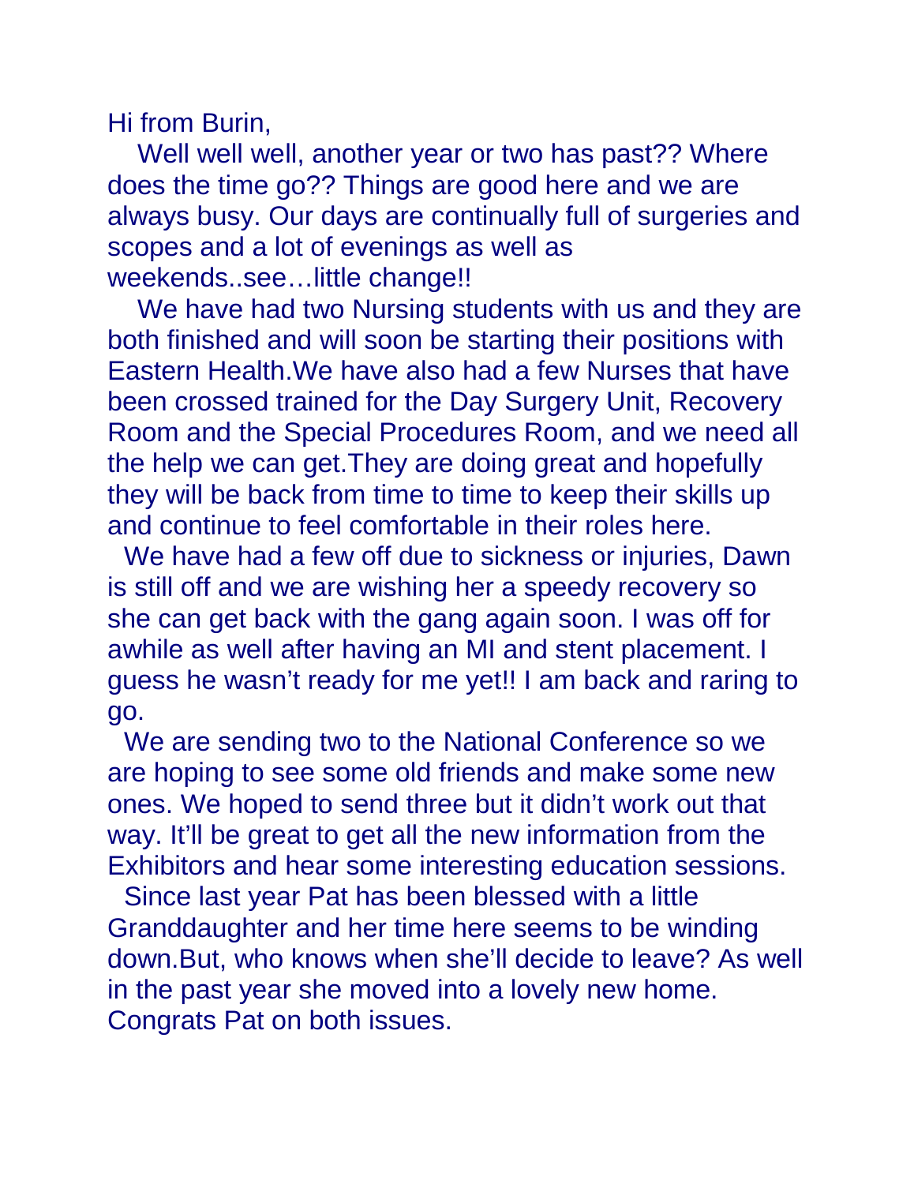Hi from Burin,

Well well well, another year or two has past?? Where does the time go?? Things are good here and we are always busy. Our days are continually full of surgeries and scopes and a lot of evenings as well as weekends..see…little change!!

We have had two Nursing students with us and they are both finished and will soon be starting their positions with Eastern Health.We have also had a few Nurses that have been crossed trained for the Day Surgery Unit, Recovery Room and the Special Procedures Room, and we need all the help we can get.They are doing great and hopefully they will be back from time to time to keep their skills up and continue to feel comfortable in their roles here.

We have had a few off due to sickness or injuries, Dawn is still off and we are wishing her a speedy recovery so she can get back with the gang again soon. I was off for awhile as well after having an MI and stent placement. I guess he wasn't ready for me yet!! I am back and raring to go.

We are sending two to the National Conference so we are hoping to see some old friends and make some new ones. We hoped to send three but it didn't work out that way. It'll be great to get all the new information from the Exhibitors and hear some interesting education sessions.

Since last year Pat has been blessed with a little Granddaughter and her time here seems to be winding down.But, who knows when she'll decide to leave? As well in the past year she moved into a lovely new home. Congrats Pat on both issues.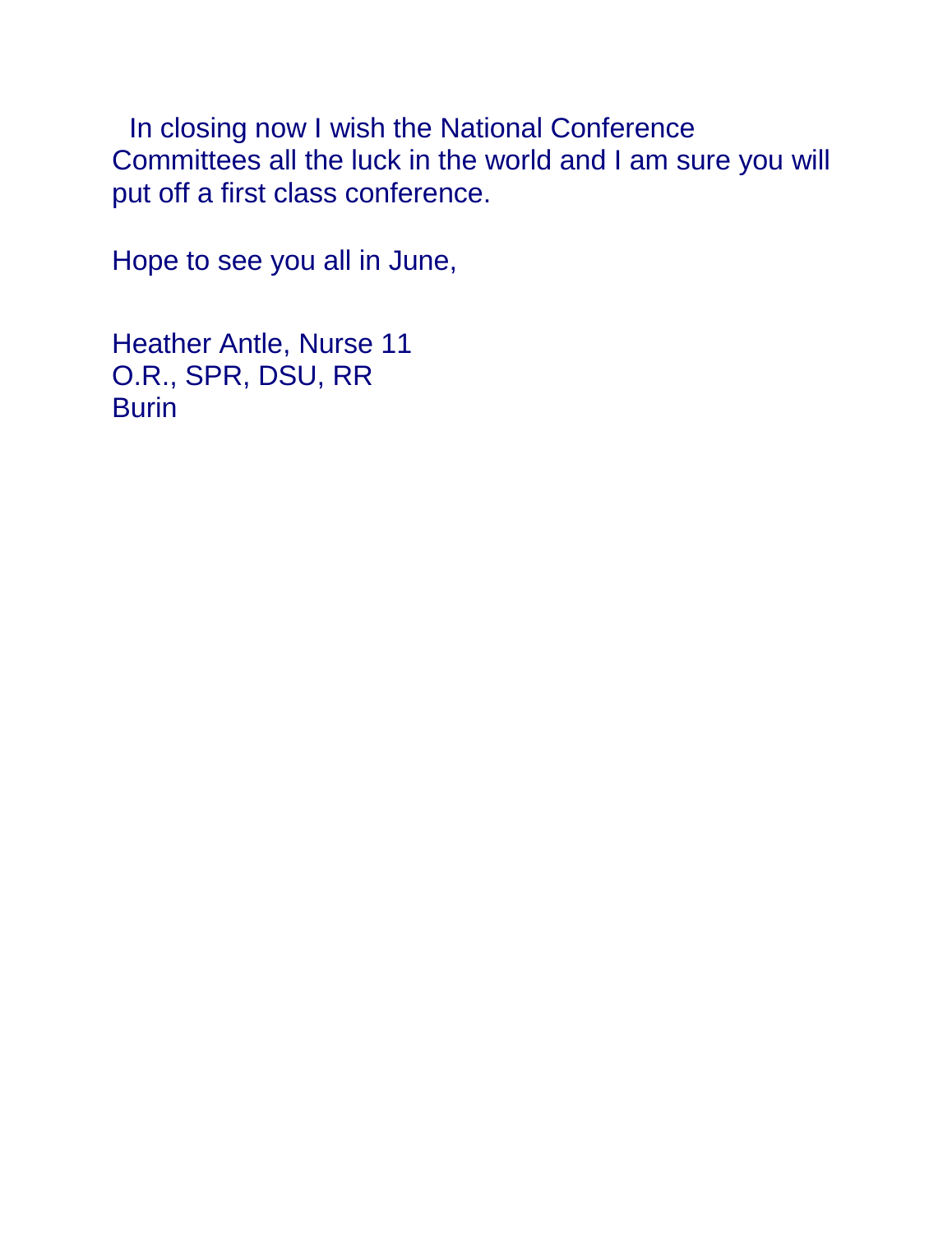In closing now I wish the National Conference Committees all the luck in the world and I am sure you will put off a first class conference.

Hope to see you all in June,

Heather Antle, Nurse 11
O.R., SPR, DSU, RR
Burin